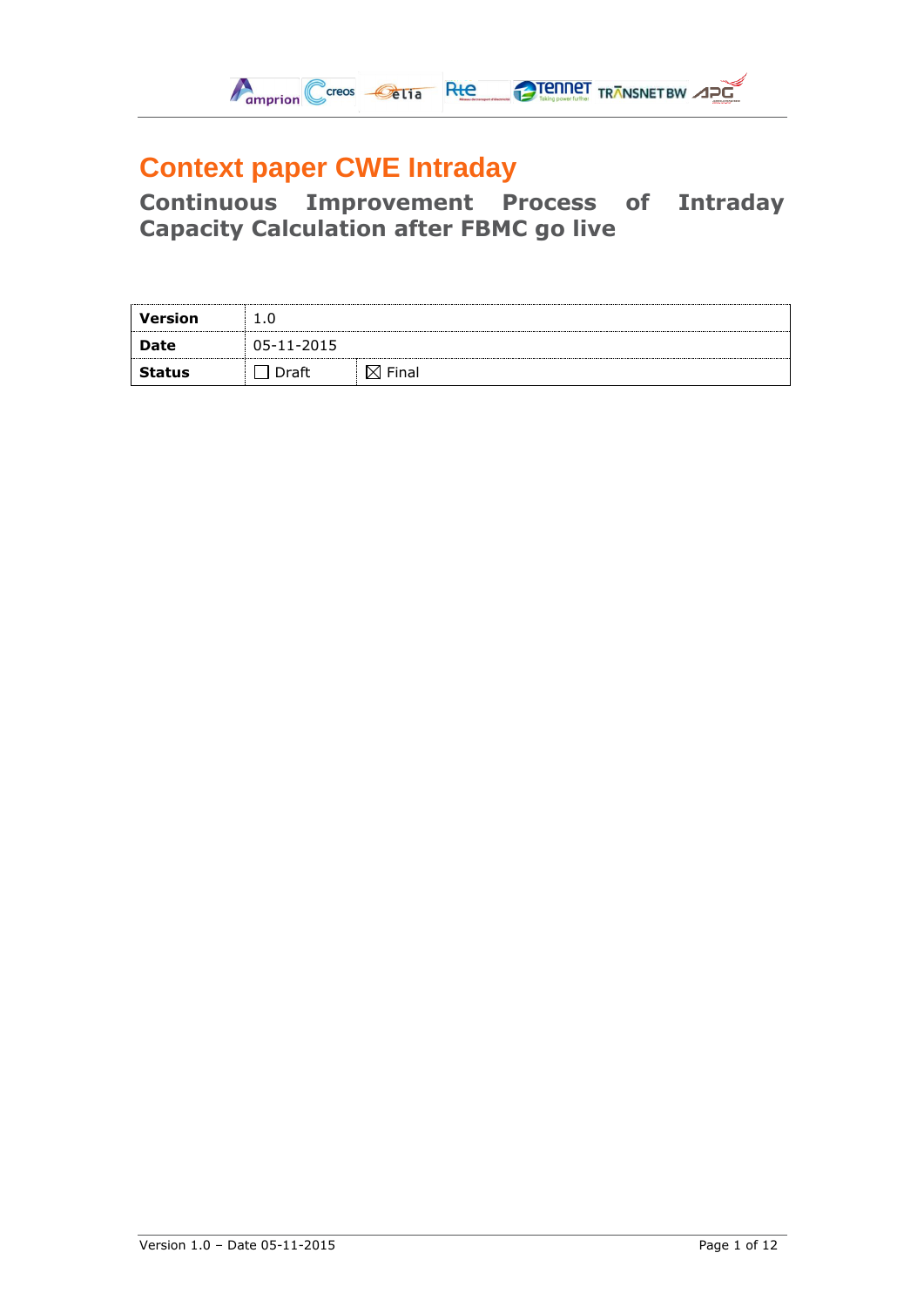# Context paper CWE Intraday

## Continuous Improvement Process of Intraday Capacity Calculation after FBMC go live

| Version | 1.0 | |
|---|---|---|
| Date | 05-11-2015 | |
| Status | ☐ Draft | ☒ Final |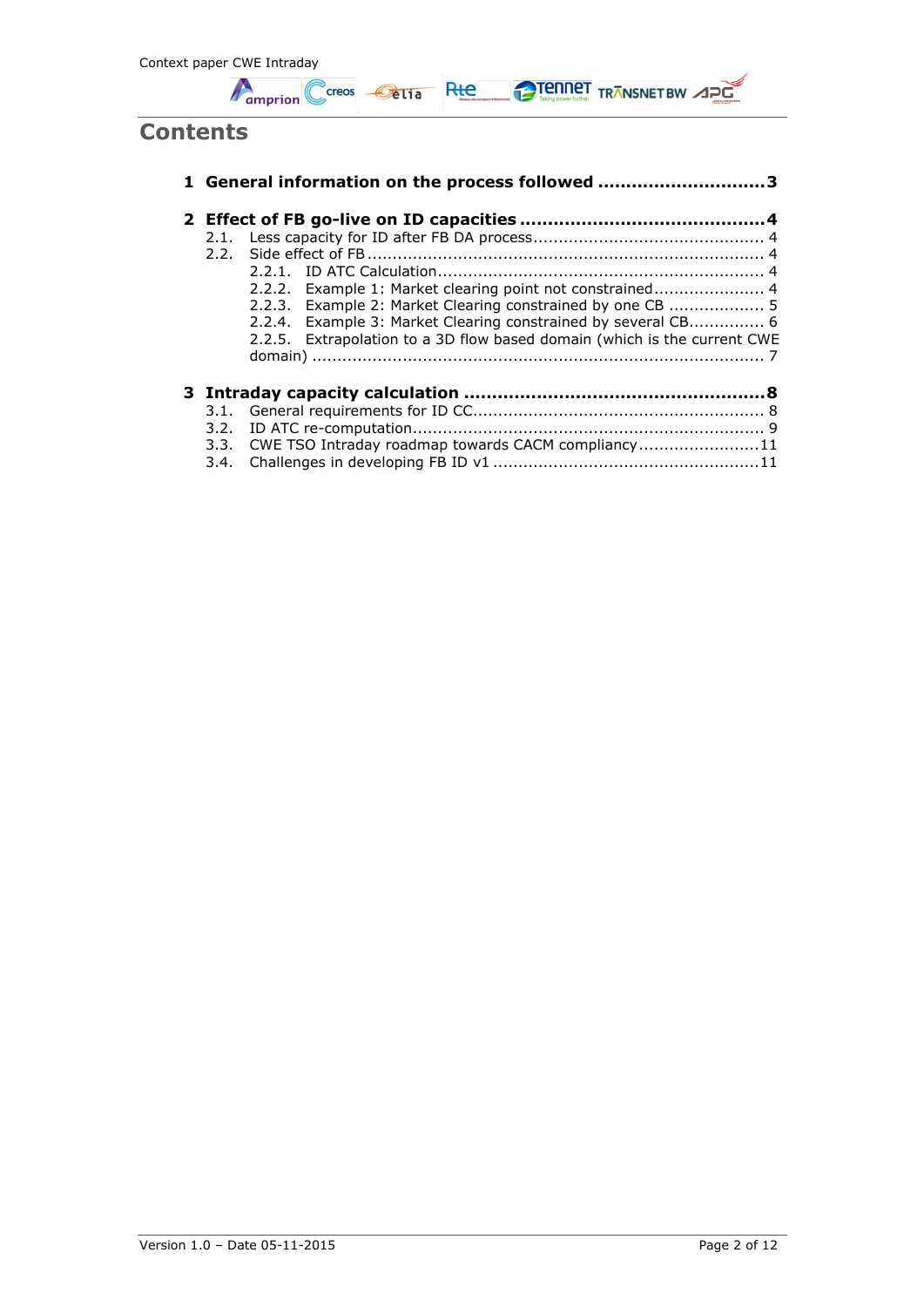# Contents

**1 General information on the process followed ............................. 3**

**2 Effect of FB go-live on ID capacities ........................................... 4**

- 2.1. Less capacity for ID after FB DA process ............................................. 4
- 2.2. Side effect of FB ............................................................................. 4
  - 2.2.1. ID ATC Calculation ................................................................ 4
  - 2.2.2. Example 1: Market clearing point not constrained ...................... 4
  - 2.2.3. Example 2: Market Clearing constrained by one CB .................. 5
  - 2.2.4. Example 3: Market Clearing constrained by several CB............... 6
  - 2.2.5. Extrapolation to a 3D flow based domain (which is the current CWE domain) ......................................................................................... 7

**3 Intraday capacity calculation ..................................................... 8**

- 3.1. General requirements for ID CC......................................................... 8
- 3.2. ID ATC re-computation..................................................................... 9
- 3.3. CWE TSO Intraday roadmap towards CACM compliancy ........................ 11
- 3.4. Challenges in developing FB ID v1 .................................................... 11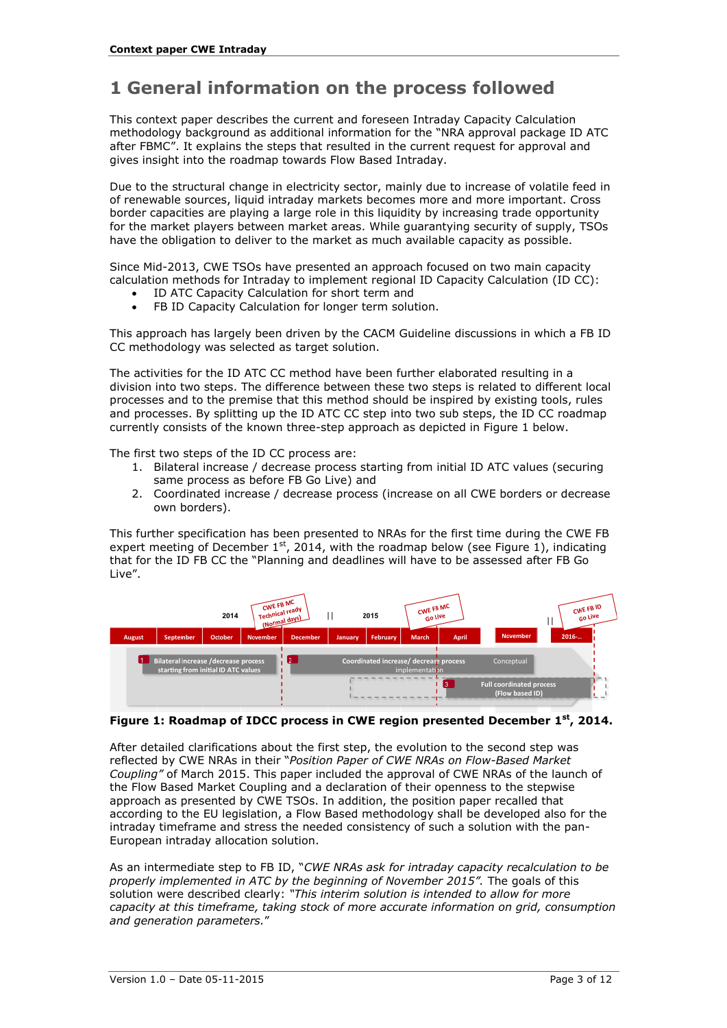# 1 General information on the process followed

This context paper describes the current and foreseen Intraday Capacity Calculation methodology background as additional information for the "NRA approval package ID ATC after FBMC". It explains the steps that resulted in the current request for approval and gives insight into the roadmap towards Flow Based Intraday.

Due to the structural change in electricity sector, mainly due to increase of volatile feed in of renewable sources, liquid intraday markets becomes more and more important. Cross border capacities are playing a large role in this liquidity by increasing trade opportunity for the market players between market areas. While guarantying security of supply, TSOs have the obligation to deliver to the market as much available capacity as possible.

Since Mid-2013, CWE TSOs have presented an approach focused on two main capacity calculation methods for Intraday to implement regional ID Capacity Calculation (ID CC):

- ID ATC Capacity Calculation for short term and
- FB ID Capacity Calculation for longer term solution.

This approach has largely been driven by the CACM Guideline discussions in which a FB ID CC methodology was selected as target solution.

The activities for the ID ATC CC method have been further elaborated resulting in a division into two steps. The difference between these two steps is related to different local processes and to the premise that this method should be inspired by existing tools, rules and processes. By splitting up the ID ATC CC step into two sub steps, the ID CC roadmap currently consists of the known three-step approach as depicted in Figure 1 below.

The first two steps of the ID CC process are:

1. Bilateral increase / decrease process starting from initial ID ATC values (securing same process as before FB Go Live) and
2. Coordinated increase / decrease process (increase on all CWE borders or decrease own borders).

This further specification has been presented to NRAs for the first time during the CWE FB expert meeting of December 1st, 2014, with the roadmap below (see Figure 1), indicating that for the ID FB CC the "Planning and deadlines will have to be assessed after FB Go Live".

**Figure 1: Roadmap of IDCC process in CWE region presented December 1st, 2014.**

After detailed clarifications about the first step, the evolution to the second step was reflected by CWE NRAs in their "*Position Paper of CWE NRAs on Flow-Based Market Coupling*" of March 2015. This paper included the approval of CWE NRAs of the launch of the Flow Based Market Coupling and a declaration of their openness to the stepwise approach as presented by CWE TSOs. In addition, the position paper recalled that according to the EU legislation, a Flow Based methodology shall be developed also for the intraday timeframe and stress the needed consistency of such a solution with the pan-European intraday allocation solution.

As an intermediate step to FB ID, "*CWE NRAs ask for intraday capacity recalculation to be properly implemented in ATC by the beginning of November 2015*". The goals of this solution were described clearly: *"This interim solution is intended to allow for more capacity at this timeframe, taking stock of more accurate information on grid, consumption and generation parameters."*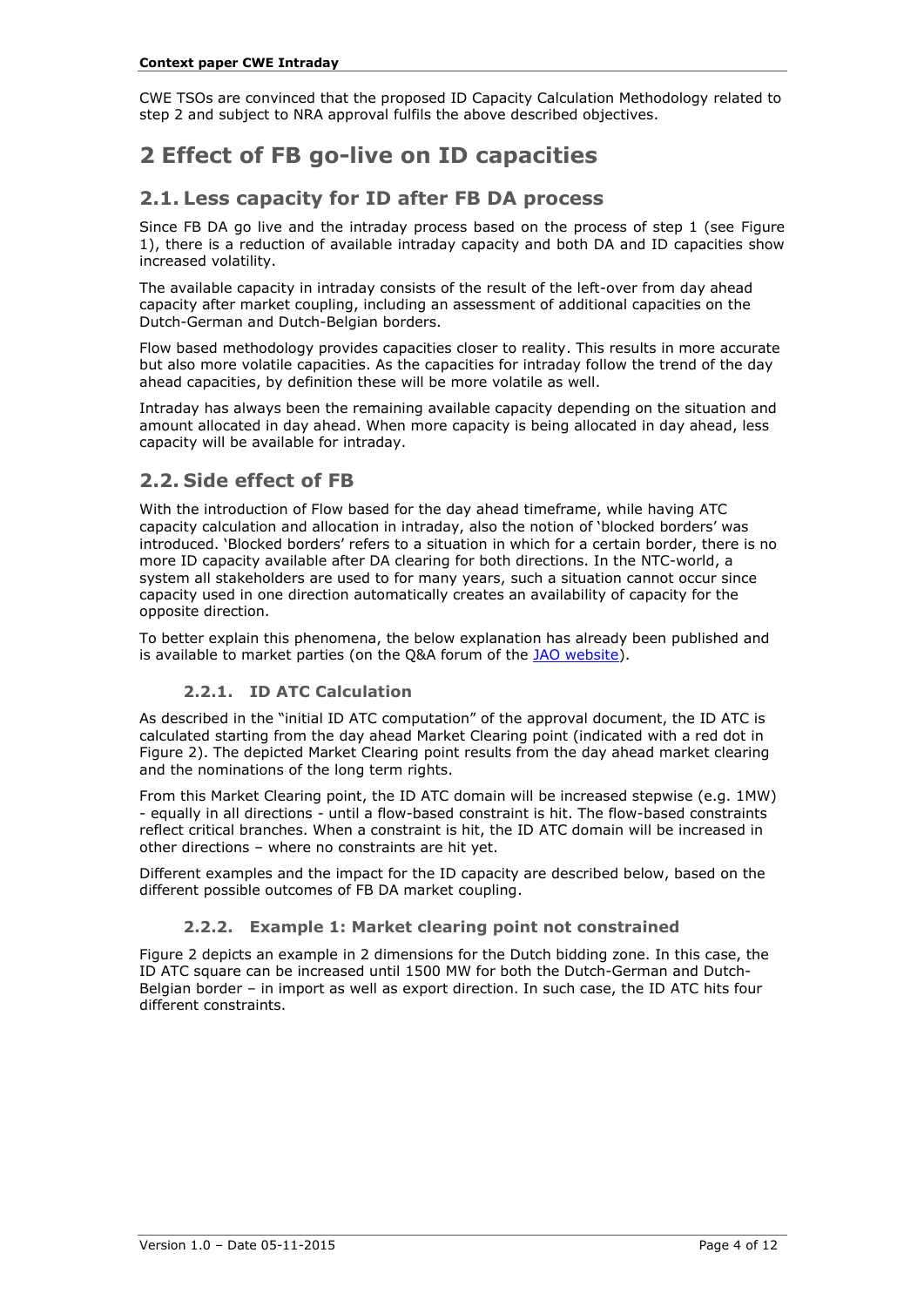CWE TSOs are convinced that the proposed ID Capacity Calculation Methodology related to step 2 and subject to NRA approval fulfils the above described objectives.

# 2 Effect of FB go-live on ID capacities

## 2.1. Less capacity for ID after FB DA process

Since FB DA go live and the intraday process based on the process of step 1 (see Figure 1), there is a reduction of available intraday capacity and both DA and ID capacities show increased volatility.

The available capacity in intraday consists of the result of the left-over from day ahead capacity after market coupling, including an assessment of additional capacities on the Dutch-German and Dutch-Belgian borders.

Flow based methodology provides capacities closer to reality. This results in more accurate but also more volatile capacities. As the capacities for intraday follow the trend of the day ahead capacities, by definition these will be more volatile as well.

Intraday has always been the remaining available capacity depending on the situation and amount allocated in day ahead. When more capacity is being allocated in day ahead, less capacity will be available for intraday.

## 2.2. Side effect of FB

With the introduction of Flow based for the day ahead timeframe, while having ATC capacity calculation and allocation in intraday, also the notion of 'blocked borders' was introduced. 'Blocked borders' refers to a situation in which for a certain border, there is no more ID capacity available after DA clearing for both directions. In the NTC-world, a system all stakeholders are used to for many years, such a situation cannot occur since capacity used in one direction automatically creates an availability of capacity for the opposite direction.

To better explain this phenomena, the below explanation has already been published and is available to market parties (on the Q&A forum of the JAO website).

### 2.2.1. ID ATC Calculation

As described in the "initial ID ATC computation" of the approval document, the ID ATC is calculated starting from the day ahead Market Clearing point (indicated with a red dot in Figure 2). The depicted Market Clearing point results from the day ahead market clearing and the nominations of the long term rights.

From this Market Clearing point, the ID ATC domain will be increased stepwise (e.g. 1MW) - equally in all directions - until a flow-based constraint is hit. The flow-based constraints reflect critical branches. When a constraint is hit, the ID ATC domain will be increased in other directions – where no constraints are hit yet.

Different examples and the impact for the ID capacity are described below, based on the different possible outcomes of FB DA market coupling.

### 2.2.2. Example 1: Market clearing point not constrained

Figure 2 depicts an example in 2 dimensions for the Dutch bidding zone. In this case, the ID ATC square can be increased until 1500 MW for both the Dutch-German and Dutch-Belgian border – in import as well as export direction. In such case, the ID ATC hits four different constraints.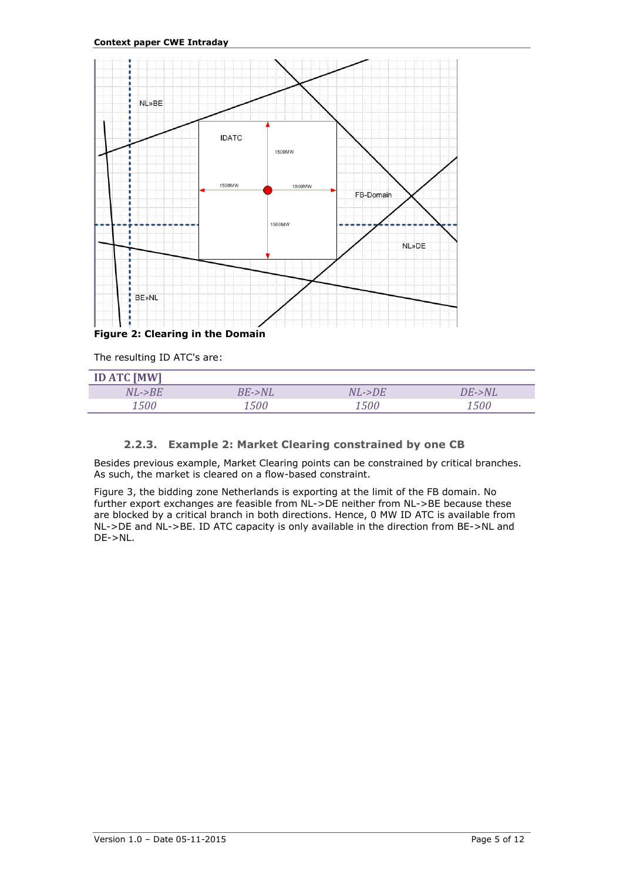Figure 2: Clearing in the Domain

The resulting ID ATC's are:

| ID ATC [MW] | | | |
|---|---|---|---|
| *NL->BE* | *BE->NL* | *NL->DE* | *DE->NL* |
| *1500* | *1500* | *1500* | *1500* |

### 2.2.3. Example 2: Market Clearing constrained by one CB

Besides previous example, Market Clearing points can be constrained by critical branches. As such, the market is cleared on a flow-based constraint.

Figure 3, the bidding zone Netherlands is exporting at the limit of the FB domain. No further export exchanges are feasible from NL->DE neither from NL->BE because these are blocked by a critical branch in both directions. Hence, 0 MW ID ATC is available from NL->DE and NL->BE. ID ATC capacity is only available in the direction from BE->NL and DE->NL.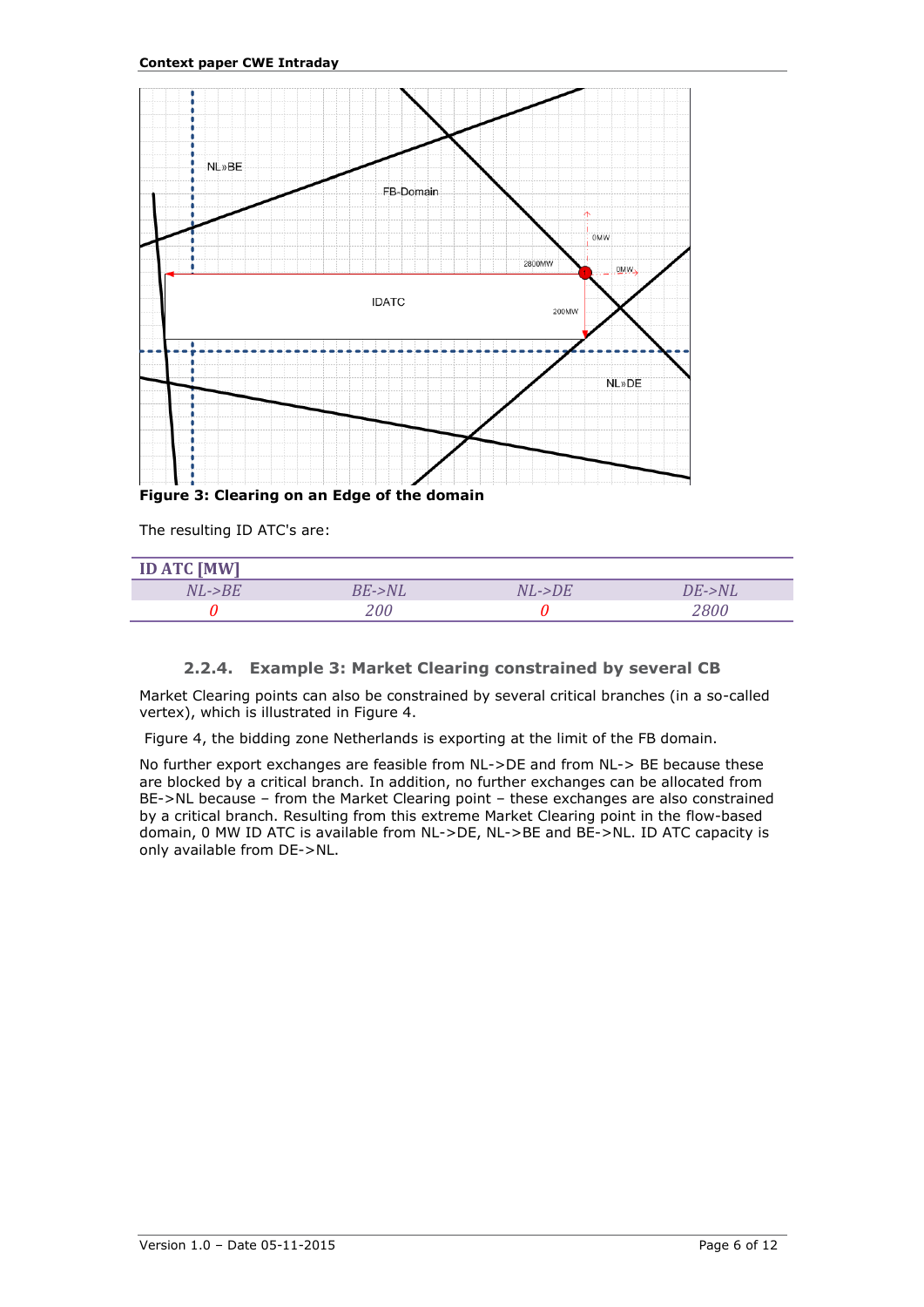Figure 3: Clearing on an Edge of the domain

The resulting ID ATC's are:

| ID ATC [MW] | | | |
|---|---|---|---|
| *NL->BE* | *BE->NL* | *NL->DE* | *DE->NL* |
| *0* | *200* | *0* | *2800* |

### 2.2.4. Example 3: Market Clearing constrained by several CB

Market Clearing points can also be constrained by several critical branches (in a so-called vertex), which is illustrated in Figure 4.

Figure 4, the bidding zone Netherlands is exporting at the limit of the FB domain.

No further export exchanges are feasible from NL->DE and from NL-> BE because these are blocked by a critical branch. In addition, no further exchanges can be allocated from BE->NL because – from the Market Clearing point – these exchanges are also constrained by a critical branch. Resulting from this extreme Market Clearing point in the flow-based domain, 0 MW ID ATC is available from NL->DE, NL->BE and BE->NL. ID ATC capacity is only available from DE->NL.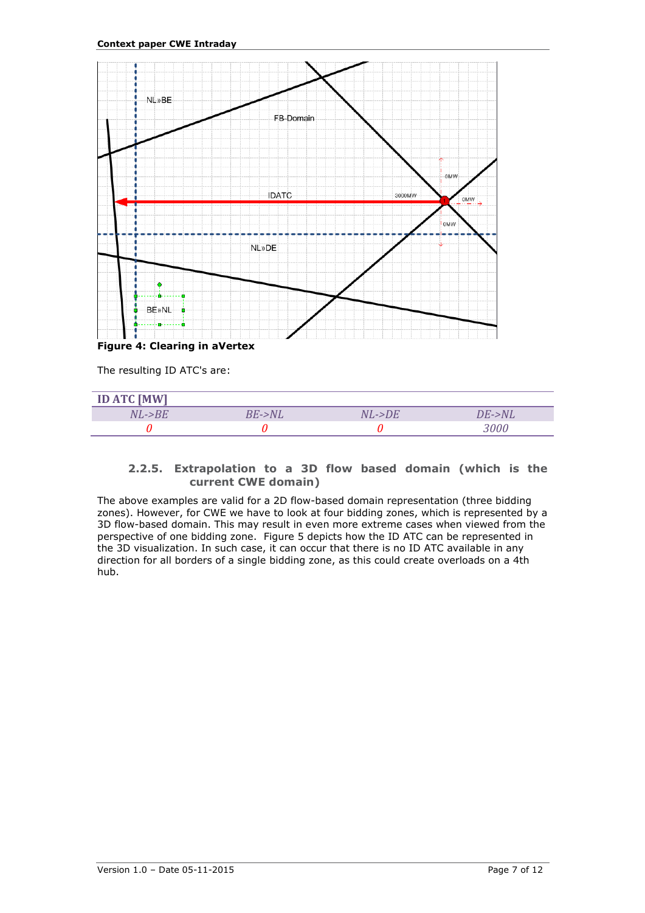Figure 4: Clearing in aVertex

The resulting ID ATC's are:

| ID ATC [MW] | | | |
|---|---|---|---|
| *NL->BE* | *BE->NL* | *NL->DE* | *DE->NL* |
| *0* | *0* | *0* | *3000* |

### 2.2.5. Extrapolation to a 3D flow based domain (which is the current CWE domain)

The above examples are valid for a 2D flow-based domain representation (three bidding zones). However, for CWE we have to look at four bidding zones, which is represented by a 3D flow-based domain. This may result in even more extreme cases when viewed from the perspective of one bidding zone. Figure 5 depicts how the ID ATC can be represented in the 3D visualization. In such case, it can occur that there is no ID ATC available in any direction for all borders of a single bidding zone, as this could create overloads on a 4th hub.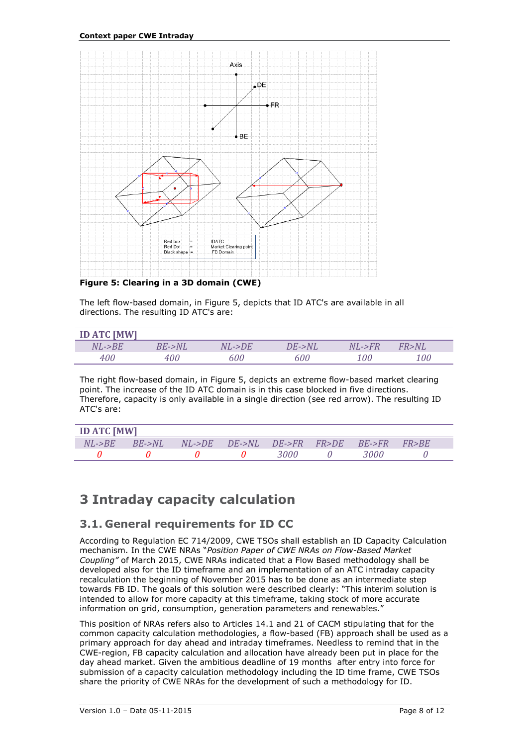**Figure 5: Clearing in a 3D domain (CWE)**

The left flow-based domain, in Figure 5, depicts that ID ATC's are available in all directions. The resulting ID ATC's are:

| ID ATC [MW] | | | | | |
|---|---|---|---|---|---|
| *NL->BE* | *BE->NL* | *NL->DE* | *DE->NL* | *NL->FR* | *FR>NL* |
| *400* | *400* | *600* | *600* | *100* | *100* |

The right flow-based domain, in Figure 5, depicts an extreme flow-based market clearing point. The increase of the ID ATC domain is in this case blocked in five directions. Therefore, capacity is only available in a single direction (see red arrow). The resulting ID ATC's are:

| ID ATC [MW] | | | | | | | |
|---|---|---|---|---|---|---|---|
| *NL->BE* | *BE->NL* | *NL->DE* | *DE->NL* | *DE->FR* | *FR>DE* | *BE->FR* | *FR>BE* |
| *0* | *0* | *0* | *0* | *3000* | *0* | *3000* | *0* |

# 3 Intraday capacity calculation

## 3.1. General requirements for ID CC

According to Regulation EC 714/2009, CWE TSOs shall establish an ID Capacity Calculation mechanism. In the CWE NRAs "*Position Paper of CWE NRAs on Flow-Based Market Coupling"* of March 2015, CWE NRAs indicated that a Flow Based methodology shall be developed also for the ID timeframe and an implementation of an ATC intraday capacity recalculation the beginning of November 2015 has to be done as an intermediate step towards FB ID. The goals of this solution were described clearly: "This interim solution is intended to allow for more capacity at this timeframe, taking stock of more accurate information on grid, consumption, generation parameters and renewables."

This position of NRAs refers also to Articles 14.1 and 21 of CACM stipulating that for the common capacity calculation methodologies, a flow-based (FB) approach shall be used as a primary approach for day ahead and intraday timeframes. Needless to remind that in the CWE-region, FB capacity calculation and allocation have already been put in place for the day ahead market. Given the ambitious deadline of 19 months after entry into force for submission of a capacity calculation methodology including the ID time frame, CWE TSOs share the priority of CWE NRAs for the development of such a methodology for ID.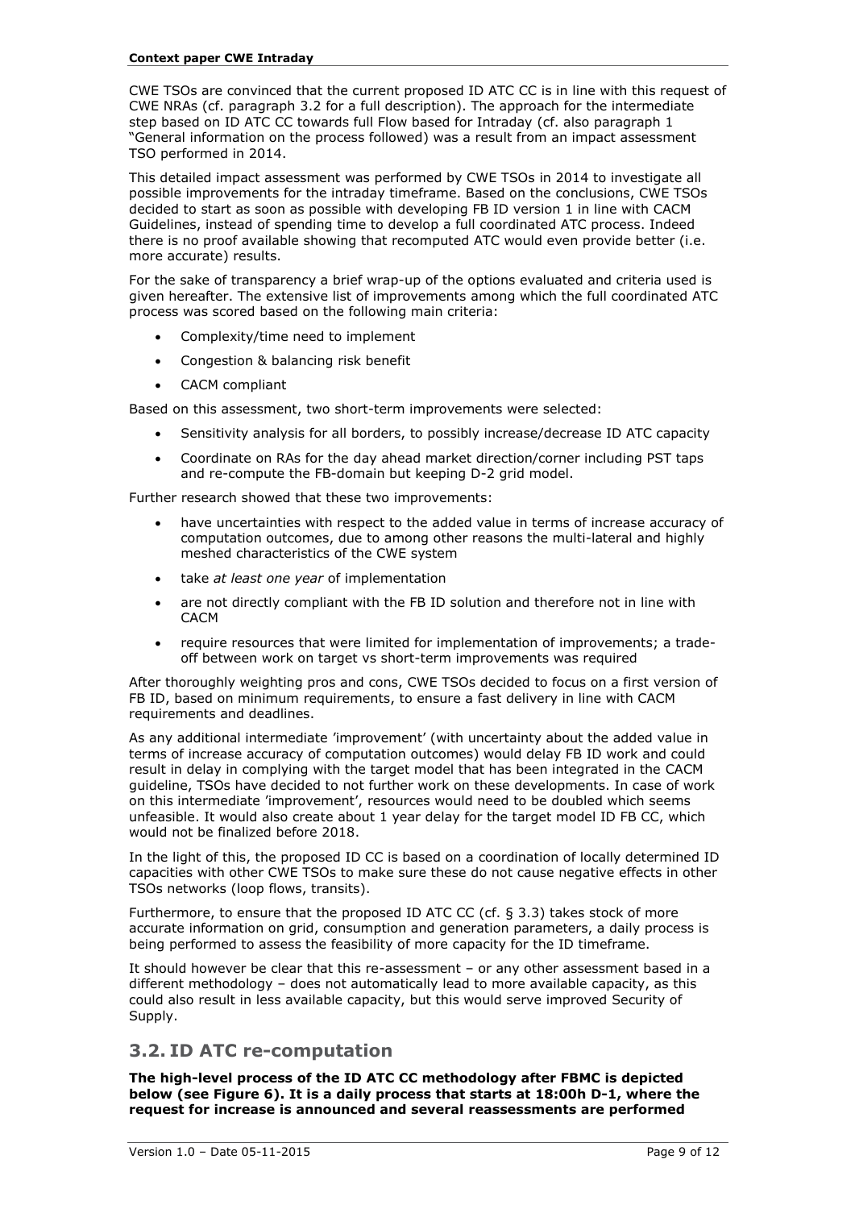CWE TSOs are convinced that the current proposed ID ATC CC is in line with this request of CWE NRAs (cf. paragraph 3.2 for a full description). The approach for the intermediate step based on ID ATC CC towards full Flow based for Intraday (cf. also paragraph 1 "General information on the process followed) was a result from an impact assessment TSO performed in 2014.

This detailed impact assessment was performed by CWE TSOs in 2014 to investigate all possible improvements for the intraday timeframe. Based on the conclusions, CWE TSOs decided to start as soon as possible with developing FB ID version 1 in line with CACM Guidelines, instead of spending time to develop a full coordinated ATC process. Indeed there is no proof available showing that recomputed ATC would even provide better (i.e. more accurate) results.

For the sake of transparency a brief wrap-up of the options evaluated and criteria used is given hereafter. The extensive list of improvements among which the full coordinated ATC process was scored based on the following main criteria:

- Complexity/time need to implement
- Congestion & balancing risk benefit
- CACM compliant

Based on this assessment, two short-term improvements were selected:

- Sensitivity analysis for all borders, to possibly increase/decrease ID ATC capacity
- Coordinate on RAs for the day ahead market direction/corner including PST taps and re-compute the FB-domain but keeping D-2 grid model.

Further research showed that these two improvements:

- have uncertainties with respect to the added value in terms of increase accuracy of computation outcomes, due to among other reasons the multi-lateral and highly meshed characteristics of the CWE system
- take *at least one year* of implementation
- are not directly compliant with the FB ID solution and therefore not in line with CACM
- require resources that were limited for implementation of improvements; a trade-off between work on target vs short-term improvements was required

After thoroughly weighting pros and cons, CWE TSOs decided to focus on a first version of FB ID, based on minimum requirements, to ensure a fast delivery in line with CACM requirements and deadlines.

As any additional intermediate 'improvement' (with uncertainty about the added value in terms of increase accuracy of computation outcomes) would delay FB ID work and could result in delay in complying with the target model that has been integrated in the CACM guideline, TSOs have decided to not further work on these developments. In case of work on this intermediate 'improvement', resources would need to be doubled which seems unfeasible. It would also create about 1 year delay for the target model ID FB CC, which would not be finalized before 2018.

In the light of this, the proposed ID CC is based on a coordination of locally determined ID capacities with other CWE TSOs to make sure these do not cause negative effects in other TSOs networks (loop flows, transits).

Furthermore, to ensure that the proposed ID ATC CC (cf. § 3.3) takes stock of more accurate information on grid, consumption and generation parameters, a daily process is being performed to assess the feasibility of more capacity for the ID timeframe.

It should however be clear that this re-assessment – or any other assessment based in a different methodology – does not automatically lead to more available capacity, as this could also result in less available capacity, but this would serve improved Security of Supply.

## 3.2. ID ATC re-computation

**The high-level process of the ID ATC CC methodology after FBMC is depicted below (see Figure 6). It is a daily process that starts at 18:00h D-1, where the request for increase is announced and several reassessments are performed**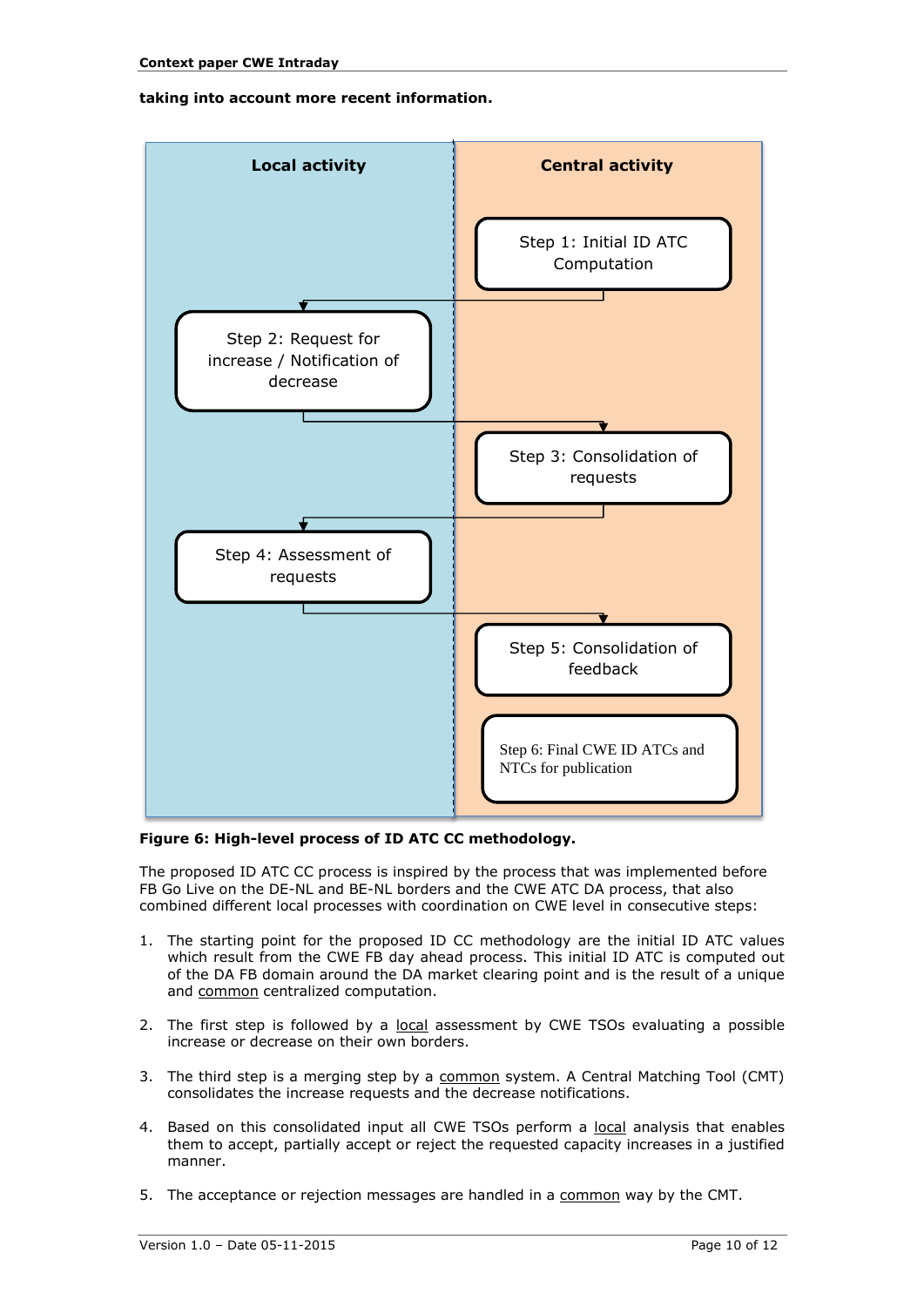**taking into account more recent information.**

Local activity | Central activity

Step 1: Initial ID ATC Computation

Step 2: Request for increase / Notification of decrease

Step 3: Consolidation of requests

Step 4: Assessment of requests

Step 5: Consolidation of feedback

Step 6: Final CWE ID ATCs and NTCs for publication

**Figure 6: High-level process of ID ATC CC methodology.**

The proposed ID ATC CC process is inspired by the process that was implemented before FB Go Live on the DE-NL and BE-NL borders and the CWE ATC DA process, that also combined different local processes with coordination on CWE level in consecutive steps:

1. The starting point for the proposed ID CC methodology are the initial ID ATC values which result from the CWE FB day ahead process. This initial ID ATC is computed out of the DA FB domain around the DA market clearing point and is the result of a unique and common centralized computation.

2. The first step is followed by a local assessment by CWE TSOs evaluating a possible increase or decrease on their own borders.

3. The third step is a merging step by a common system. A Central Matching Tool (CMT) consolidates the increase requests and the decrease notifications.

4. Based on this consolidated input all CWE TSOs perform a local analysis that enables them to accept, partially accept or reject the requested capacity increases in a justified manner.

5. The acceptance or rejection messages are handled in a common way by the CMT.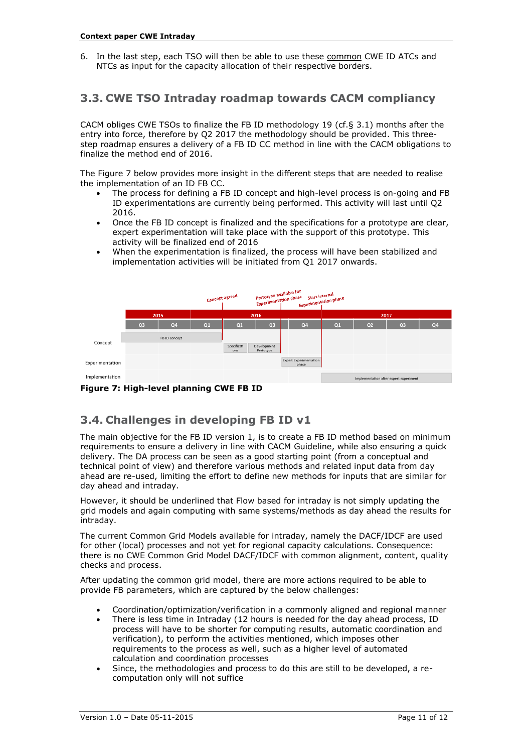6. In the last step, each TSO will then be able to use these common CWE ID ATCs and NTCs as input for the capacity allocation of their respective borders.

## 3.3. CWE TSO Intraday roadmap towards CACM compliancy

CACM obliges CWE TSOs to finalize the FB ID methodology 19 (cf.§ 3.1) months after the entry into force, therefore by Q2 2017 the methodology should be provided. This three-step roadmap ensures a delivery of a FB ID CC method in line with the CACM obligations to finalize the method end of 2016.

The Figure 7 below provides more insight in the different steps that are needed to realise the implementation of an ID FB CC.

- The process for defining a FB ID concept and high-level process is on-going and FB ID experimentations are currently being performed. This activity will last until Q2 2016.
- Once the FB ID concept is finalized and the specifications for a prototype are clear, expert experimentation will take place with the support of this prototype. This activity will be finalized end of 2016
- When the experimentation is finalized, the process will have been stabilized and implementation activities will be initiated from Q1 2017 onwards.

**Figure 7: High-level planning CWE FB ID**

## 3.4. Challenges in developing FB ID v1

The main objective for the FB ID version 1, is to create a FB ID method based on minimum requirements to ensure a delivery in line with CACM Guideline, while also ensuring a quick delivery. The DA process can be seen as a good starting point (from a conceptual and technical point of view) and therefore various methods and related input data from day ahead are re-used, limiting the effort to define new methods for inputs that are similar for day ahead and intraday.

However, it should be underlined that Flow based for intraday is not simply updating the grid models and again computing with same systems/methods as day ahead the results for intraday.

The current Common Grid Models available for intraday, namely the DACF/IDCF are used for other (local) processes and not yet for regional capacity calculations. Consequence: there is no CWE Common Grid Model DACF/IDCF with common alignment, content, quality checks and process.

After updating the common grid model, there are more actions required to be able to provide FB parameters, which are captured by the below challenges:

- Coordination/optimization/verification in a commonly aligned and regional manner
- There is less time in Intraday (12 hours is needed for the day ahead process, ID process will have to be shorter for computing results, automatic coordination and verification), to perform the activities mentioned, which imposes other requirements to the process as well, such as a higher level of automated calculation and coordination processes
- Since, the methodologies and process to do this are still to be developed, a re-computation only will not suffice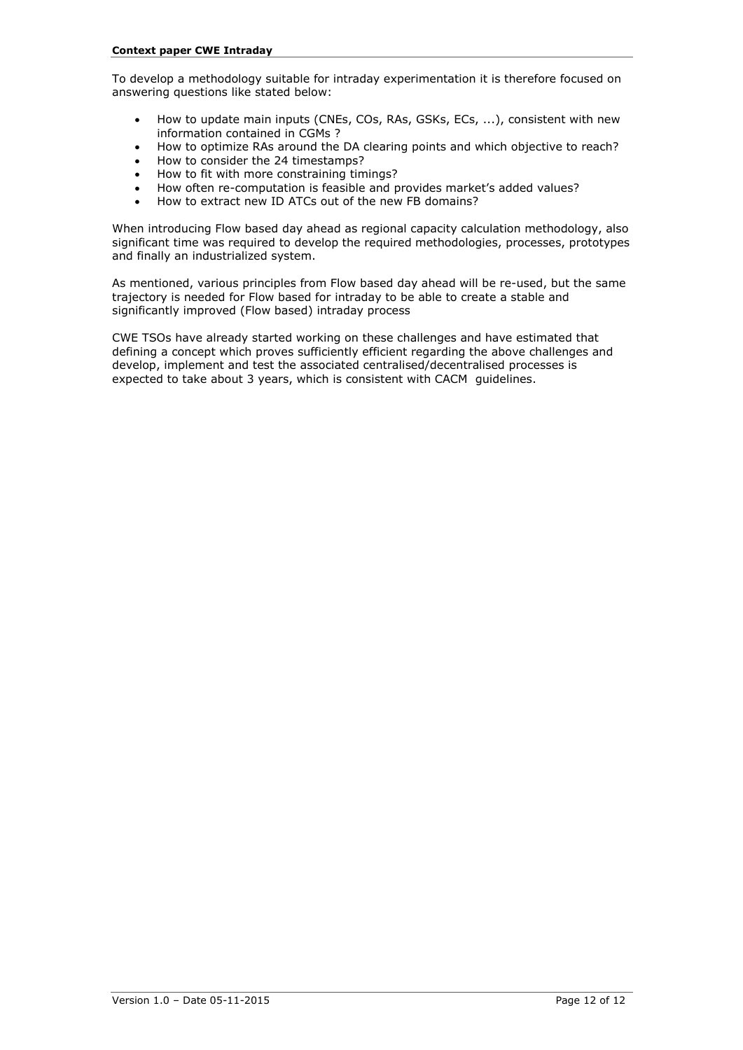To develop a methodology suitable for intraday experimentation it is therefore focused on answering questions like stated below:

- How to update main inputs (CNEs, COs, RAs, GSKs, ECs, ...), consistent with new information contained in CGMs ?
- How to optimize RAs around the DA clearing points and which objective to reach?
- How to consider the 24 timestamps?
- How to fit with more constraining timings?
- How often re-computation is feasible and provides market's added values?
- How to extract new ID ATCs out of the new FB domains?

When introducing Flow based day ahead as regional capacity calculation methodology, also significant time was required to develop the required methodologies, processes, prototypes and finally an industrialized system.

As mentioned, various principles from Flow based day ahead will be re-used, but the same trajectory is needed for Flow based for intraday to be able to create a stable and significantly improved (Flow based) intraday process

CWE TSOs have already started working on these challenges and have estimated that defining a concept which proves sufficiently efficient regarding the above challenges and develop, implement and test the associated centralised/decentralised processes is expected to take about 3 years, which is consistent with CACM guidelines.